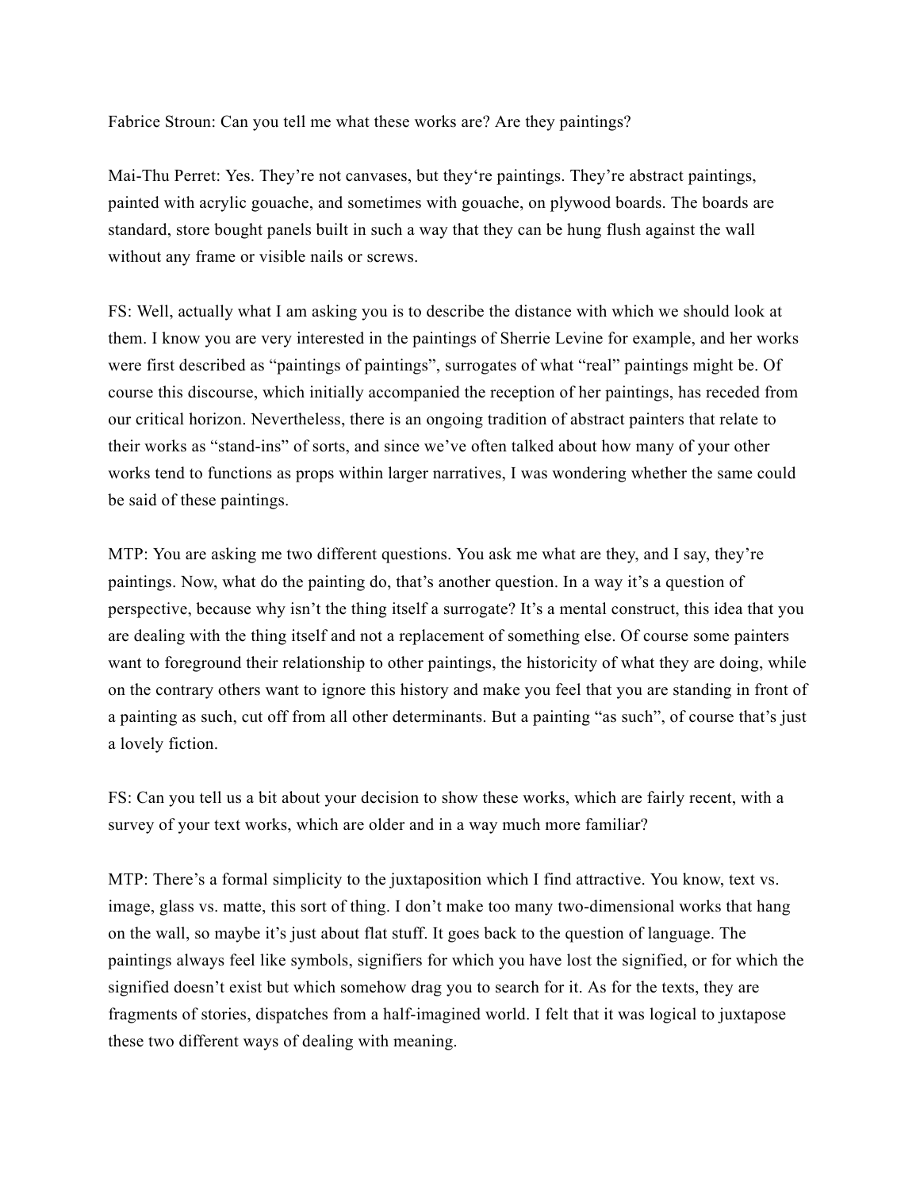Fabrice Stroun: Can you tell me what these works are? Are they paintings?

Mai-Thu Perret: Yes. They're not canvases, but they're paintings. They're abstract paintings, painted with acrylic gouache, and sometimes with gouache, on plywood boards. The boards are standard, store bought panels built in such a way that they can be hung flush against the wall without any frame or visible nails or screws.

FS: Well, actually what I am asking you is to describe the distance with which we should look at them. I know you are very interested in the paintings of Sherrie Levine for example, and her works were first described as "paintings of paintings", surrogates of what "real" paintings might be. Of course this discourse, which initially accompanied the reception of her paintings, has receded from our critical horizon. Nevertheless, there is an ongoing tradition of abstract painters that relate to their works as "stand-ins" of sorts, and since we've often talked about how many of your other works tend to functions as props within larger narratives, I was wondering whether the same could be said of these paintings.

MTP: You are asking me two different questions. You ask me what are they, and I say, they're paintings. Now, what do the painting do, that's another question. In a way it's a question of perspective, because why isn't the thing itself a surrogate? It's a mental construct, this idea that you are dealing with the thing itself and not a replacement of something else. Of course some painters want to foreground their relationship to other paintings, the historicity of what they are doing, while on the contrary others want to ignore this history and make you feel that you are standing in front of a painting as such, cut off from all other determinants. But a painting "as such", of course that's just a lovely fiction.

FS: Can you tell us a bit about your decision to show these works, which are fairly recent, with a survey of your text works, which are older and in a way much more familiar?

MTP: There's a formal simplicity to the juxtaposition which I find attractive. You know, text vs. image, glass vs. matte, this sort of thing. I don't make too many two-dimensional works that hang on the wall, so maybe it's just about flat stuff. It goes back to the question of language. The paintings always feel like symbols, signifiers for which you have lost the signified, or for which the signified doesn't exist but which somehow drag you to search for it. As for the texts, they are fragments of stories, dispatches from a half-imagined world. I felt that it was logical to juxtapose these two different ways of dealing with meaning.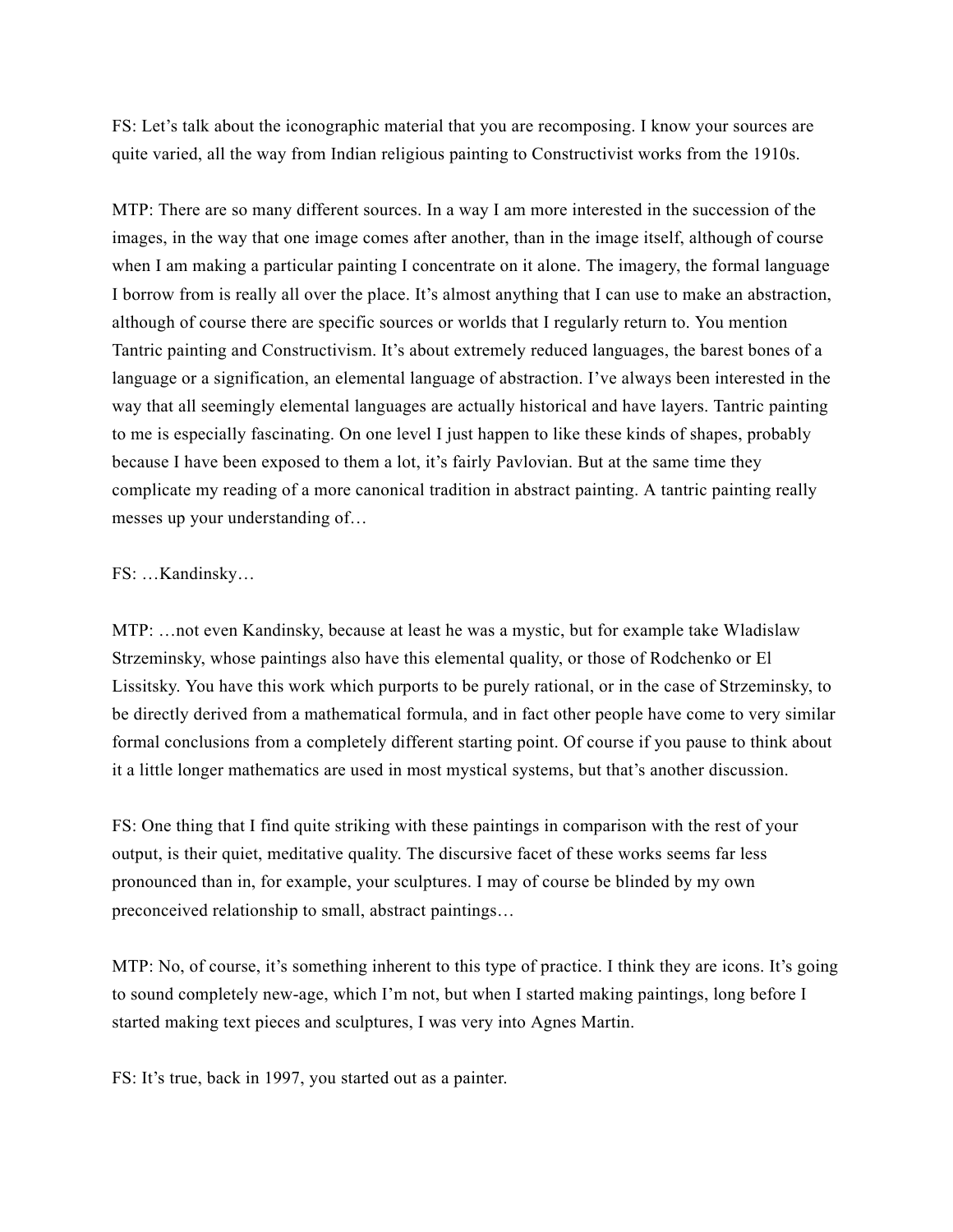FS: Let's talk about the iconographic material that you are recomposing. I know your sources are quite varied, all the way from Indian religious painting to Constructivist works from the 1910s.

MTP: There are so many different sources. In a way I am more interested in the succession of the images, in the way that one image comes after another, than in the image itself, although of course when I am making a particular painting I concentrate on it alone. The imagery, the formal language I borrow from is really all over the place. It's almost anything that I can use to make an abstraction, although of course there are specific sources or worlds that I regularly return to. You mention Tantric painting and Constructivism. It's about extremely reduced languages, the barest bones of a language or a signification, an elemental language of abstraction. I've always been interested in the way that all seemingly elemental languages are actually historical and have layers. Tantric painting to me is especially fascinating. On one level I just happen to like these kinds of shapes, probably because I have been exposed to them a lot, it's fairly Pavlovian. But at the same time they complicate my reading of a more canonical tradition in abstract painting. A tantric painting really messes up your understanding of…

FS: …Kandinsky…

MTP: …not even Kandinsky, because at least he was a mystic, but for example take Wladislaw Strzeminsky, whose paintings also have this elemental quality, or those of Rodchenko or El Lissitsky. You have this work which purports to be purely rational, or in the case of Strzeminsky, to be directly derived from a mathematical formula, and in fact other people have come to very similar formal conclusions from a completely different starting point. Of course if you pause to think about it a little longer mathematics are used in most mystical systems, but that's another discussion.

FS: One thing that I find quite striking with these paintings in comparison with the rest of your output, is their quiet, meditative quality. The discursive facet of these works seems far less pronounced than in, for example, your sculptures. I may of course be blinded by my own preconceived relationship to small, abstract paintings…

MTP: No, of course, it's something inherent to this type of practice. I think they are icons. It's going to sound completely new-age, which I'm not, but when I started making paintings, long before I started making text pieces and sculptures, I was very into Agnes Martin.

FS: It's true, back in 1997, you started out as a painter.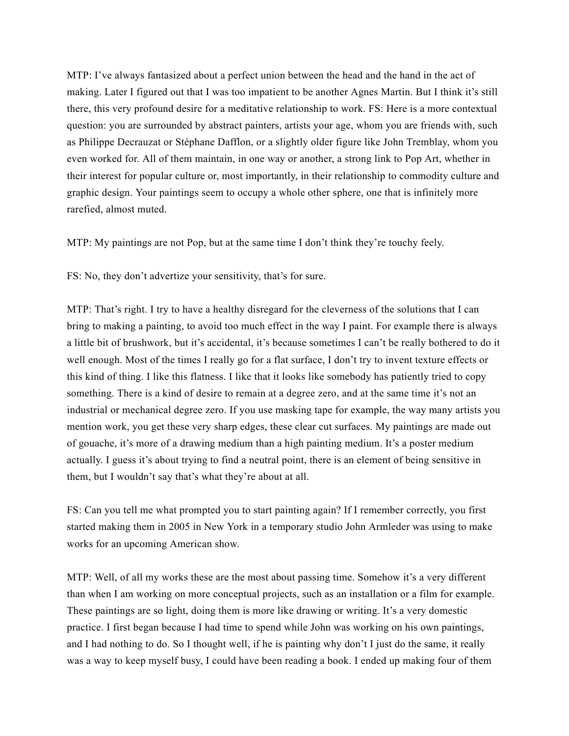MTP: I've always fantasized about a perfect union between the head and the hand in the act of making. Later I figured out that I was too impatient to be another Agnes Martin. But I think it's still there, this very profound desire for a meditative relationship to work. FS: Here is a more contextual question: you are surrounded by abstract painters, artists your age, whom you are friends with, such as Philippe Decrauzat or Stéphane Dafflon, or a slightly older figure like John Tremblay, whom you even worked for. All of them maintain, in one way or another, a strong link to Pop Art, whether in their interest for popular culture or, most importantly, in their relationship to commodity culture and graphic design. Your paintings seem to occupy a whole other sphere, one that is infinitely more rarefied, almost muted.

MTP: My paintings are not Pop, but at the same time I don't think they're touchy feely.

FS: No, they don't advertize your sensitivity, that's for sure.

MTP: That's right. I try to have a healthy disregard for the cleverness of the solutions that I can bring to making a painting, to avoid too much effect in the way I paint. For example there is always a little bit of brushwork, but it's accidental, it's because sometimes I can't be really bothered to do it well enough. Most of the times I really go for a flat surface, I don't try to invent texture effects or this kind of thing. I like this flatness. I like that it looks like somebody has patiently tried to copy something. There is a kind of desire to remain at a degree zero, and at the same time it's not an industrial or mechanical degree zero. If you use masking tape for example, the way many artists you mention work, you get these very sharp edges, these clear cut surfaces. My paintings are made out of gouache, it's more of a drawing medium than a high painting medium. It's a poster medium actually. I guess it's about trying to find a neutral point, there is an element of being sensitive in them, but I wouldn't say that's what they're about at all.

FS: Can you tell me what prompted you to start painting again? If I remember correctly, you first started making them in 2005 in New York in a temporary studio John Armleder was using to make works for an upcoming American show.

MTP: Well, of all my works these are the most about passing time. Somehow it's a very different than when I am working on more conceptual projects, such as an installation or a film for example. These paintings are so light, doing them is more like drawing or writing. It's a very domestic practice. I first began because I had time to spend while John was working on his own paintings, and I had nothing to do. So I thought well, if he is painting why don't I just do the same, it really was a way to keep myself busy, I could have been reading a book. I ended up making four of them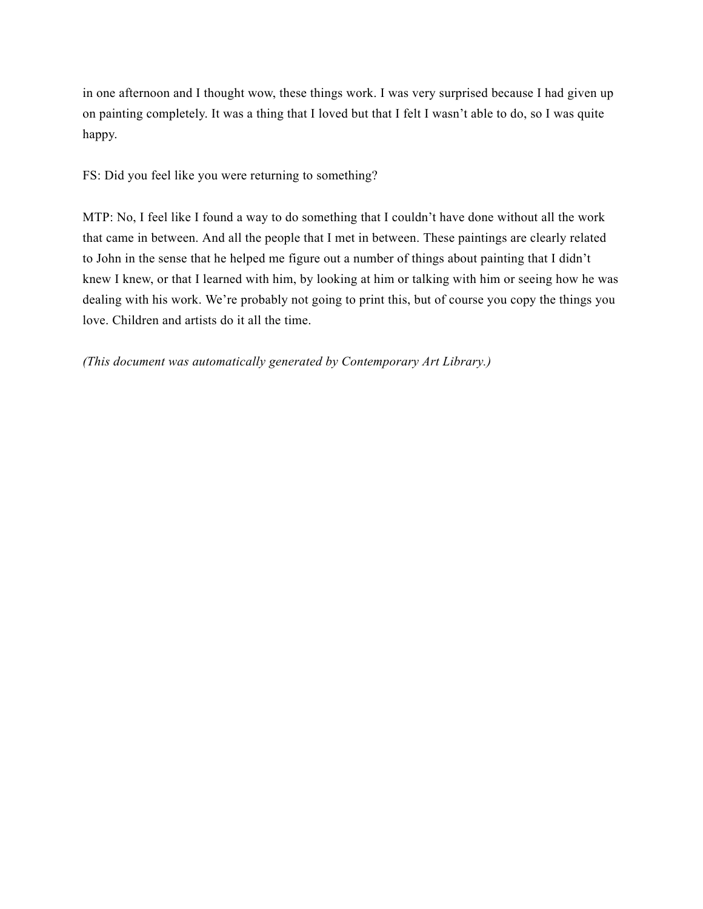in one afternoon and I thought wow, these things work. I was very surprised because I had given up on painting completely. It was a thing that I loved but that I felt I wasn't able to do, so I was quite happy.

FS: Did you feel like you were returning to something?

MTP: No, I feel like I found a way to do something that I couldn't have done without all the work that came in between. And all the people that I met in between. These paintings are clearly related to John in the sense that he helped me figure out a number of things about painting that I didn't knew I knew, or that I learned with him, by looking at him or talking with him or seeing how he was dealing with his work. We're probably not going to print this, but of course you copy the things you love. Children and artists do it all the time.

*(This document was automatically generated by Contemporary Art Library.)*